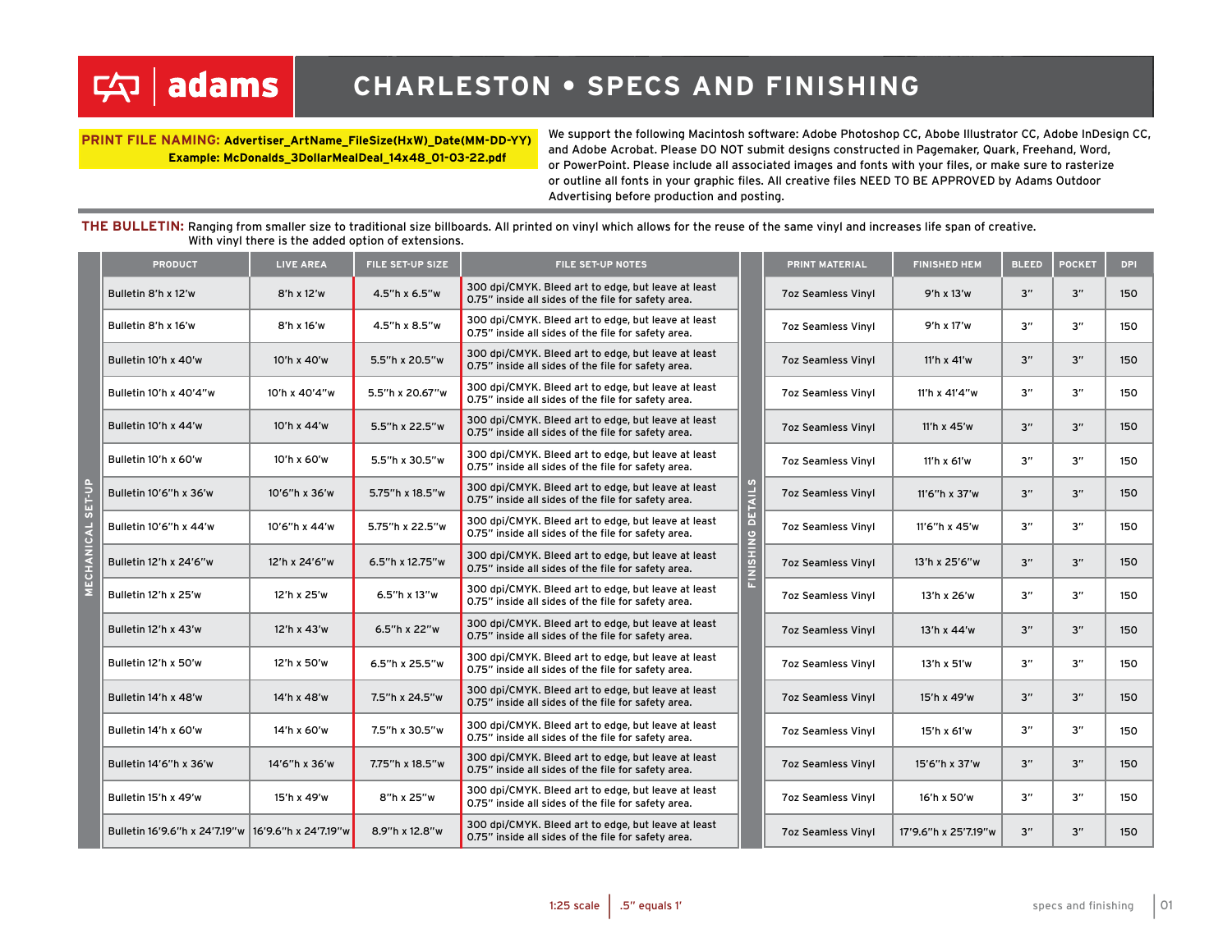# CHARLESTON • SPECS AND FINISHING

**PRINT FILE NAMING: Advertiser_ArtName_FileSize(HxW)_Date(MM-DD-YY)**
**Example: McDonalds_3DollarMealDeal_14x48_01-03-22.pdf**

We support the following Macintosh software: Adobe Photoshop CC, Adobe Illustrator CC, Adobe InDesign CC, and Adobe Acrobat. Please DO NOT submit designs constructed in Pagemaker, Quark, Freehand, Word, or PowerPoint. Please include all associated images and fonts with your files, or make sure to rasterize or outline all fonts in your graphic files. All creative files NEED TO BE APPROVED by Adams Outdoor Advertising before production and posting.

**THE BULLETIN:** Ranging from smaller size to traditional size billboards. All printed on vinyl which allows for the reuse of the same vinyl and increases life span of creative. With vinyl there is the added option of extensions.

| PRODUCT | LIVE AREA | FILE SET-UP SIZE | FILE SET-UP NOTES | PRINT MATERIAL | FINISHED HEM | BLEED | POCKET | DPI |
|---|---|---|---|---|---|---|---|---|
| Bulletin 8'h x 12'w | 8'h x 12'w | 4.5"h x 6.5"w | 300 dpi/CMYK. Bleed art to edge, but leave at least 0.75" inside all sides of the file for safety area. | 7oz Seamless Vinyl | 9'h x 13'w | 3" | 3" | 150 |
| Bulletin 8'h x 16'w | 8'h x 16'w | 4.5"h x 8.5"w | 300 dpi/CMYK. Bleed art to edge, but leave at least 0.75" inside all sides of the file for safety area. | 7oz Seamless Vinyl | 9'h x 17'w | 3" | 3" | 150 |
| Bulletin 10'h x 40'w | 10'h x 40'w | 5.5"h x 20.5"w | 300 dpi/CMYK. Bleed art to edge, but leave at least 0.75" inside all sides of the file for safety area. | 7oz Seamless Vinyl | 11'h x 41'w | 3" | 3" | 150 |
| Bulletin 10'h x 40'4"w | 10'h x 40'4"w | 5.5"h x 20.67"w | 300 dpi/CMYK. Bleed art to edge, but leave at least 0.75" inside all sides of the file for safety area. | 7oz Seamless Vinyl | 11'h x 41'4"w | 3" | 3" | 150 |
| Bulletin 10'h x 44'w | 10'h x 44'w | 5.5"h x 22.5"w | 300 dpi/CMYK. Bleed art to edge, but leave at least 0.75" inside all sides of the file for safety area. | 7oz Seamless Vinyl | 11'h x 45'w | 3" | 3" | 150 |
| Bulletin 10'h x 60'w | 10'h x 60'w | 5.5"h x 30.5"w | 300 dpi/CMYK. Bleed art to edge, but leave at least 0.75" inside all sides of the file for safety area. | 7oz Seamless Vinyl | 11'h x 61'w | 3" | 3" | 150 |
| Bulletin 10'6"h x 36'w | 10'6"h x 36'w | 5.75"h x 18.5"w | 300 dpi/CMYK. Bleed art to edge, but leave at least 0.75" inside all sides of the file for safety area. | 7oz Seamless Vinyl | 11'6"h x 37'w | 3" | 3" | 150 |
| Bulletin 10'6"h x 44'w | 10'6"h x 44'w | 5.75"h x 22.5"w | 300 dpi/CMYK. Bleed art to edge, but leave at least 0.75" inside all sides of the file for safety area. | 7oz Seamless Vinyl | 11'6"h x 45'w | 3" | 3" | 150 |
| Bulletin 12'h x 24'6"w | 12'h x 24'6"w | 6.5"h x 12.75"w | 300 dpi/CMYK. Bleed art to edge, but leave at least 0.75" inside all sides of the file for safety area. | 7oz Seamless Vinyl | 13'h x 25'6"w | 3" | 3" | 150 |
| Bulletin 12'h x 25'w | 12'h x 25'w | 6.5"h x 13"w | 300 dpi/CMYK. Bleed art to edge, but leave at least 0.75" inside all sides of the file for safety area. | 7oz Seamless Vinyl | 13'h x 26'w | 3" | 3" | 150 |
| Bulletin 12'h x 43'w | 12'h x 43'w | 6.5"h x 22"w | 300 dpi/CMYK. Bleed art to edge, but leave at least 0.75" inside all sides of the file for safety area. | 7oz Seamless Vinyl | 13'h x 44'w | 3" | 3" | 150 |
| Bulletin 12'h x 50'w | 12'h x 50'w | 6.5"h x 25.5"w | 300 dpi/CMYK. Bleed art to edge, but leave at least 0.75" inside all sides of the file for safety area. | 7oz Seamless Vinyl | 13'h x 51'w | 3" | 3" | 150 |
| Bulletin 14'h x 48'w | 14'h x 48'w | 7.5"h x 24.5"w | 300 dpi/CMYK. Bleed art to edge, but leave at least 0.75" inside all sides of the file for safety area. | 7oz Seamless Vinyl | 15'h x 49'w | 3" | 3" | 150 |
| Bulletin 14'h x 60'w | 14'h x 60'w | 7.5"h x 30.5"w | 300 dpi/CMYK. Bleed art to edge, but leave at least 0.75" inside all sides of the file for safety area. | 7oz Seamless Vinyl | 15'h x 61'w | 3" | 3" | 150 |
| Bulletin 14'6"h x 36'w | 14'6"h x 36'w | 7.75"h x 18.5"w | 300 dpi/CMYK. Bleed art to edge, but leave at least 0.75" inside all sides of the file for safety area. | 7oz Seamless Vinyl | 15'6"h x 37'w | 3" | 3" | 150 |
| Bulletin 15'h x 49'w | 15'h x 49'w | 8"h x 25"w | 300 dpi/CMYK. Bleed art to edge, but leave at least 0.75" inside all sides of the file for safety area. | 7oz Seamless Vinyl | 16'h x 50'w | 3" | 3" | 150 |
| Bulletin 16'9.6"h x 24'7.19"w | 16'9.6"h x 24'7.19"w | 8.9"h x 12.8"w | 300 dpi/CMYK. Bleed art to edge, but leave at least 0.75" inside all sides of the file for safety area. | 7oz Seamless Vinyl | 17'9.6"h x 25'7.19"w | 3" | 3" | 150 |

1:25 scale | .5" equals 1'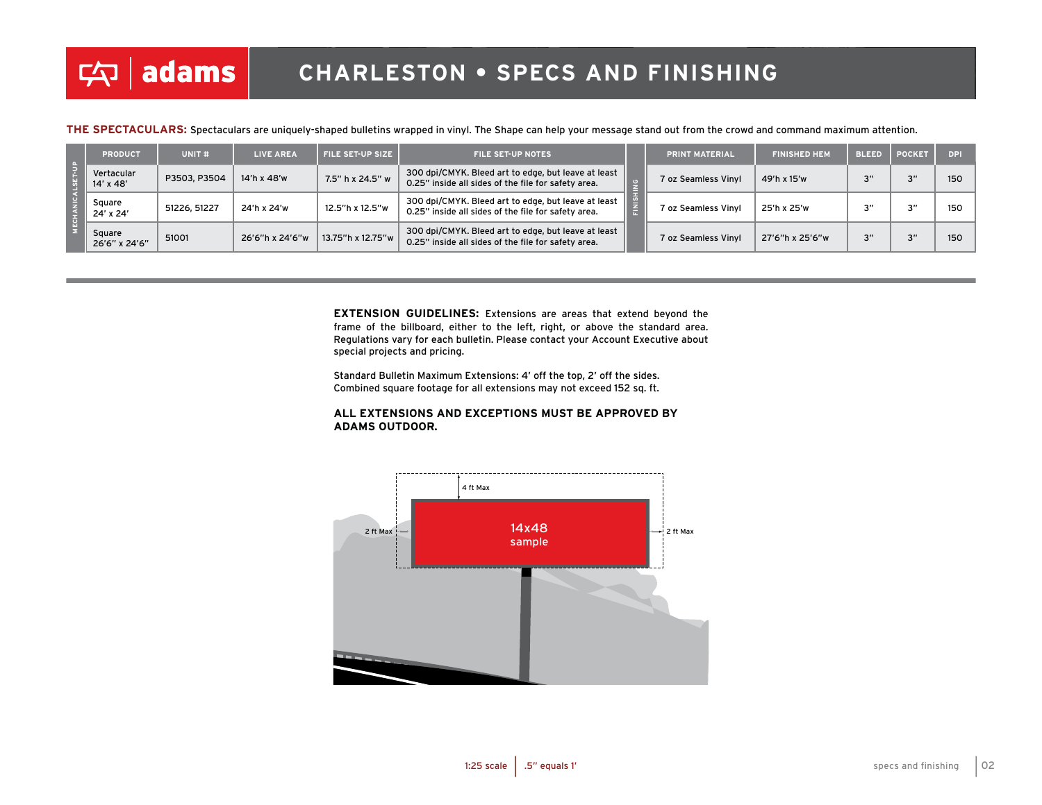# CHARLESTON • SPECS AND FINISHING

**THE SPECTACULARS:** Spectaculars are uniquely-shaped bulletins wrapped in vinyl. The Shape can help your message stand out from the crowd and command maximum attention.

| MECHANICAL SET-UP | PRODUCT | UNIT # | LIVE AREA | FILE SET-UP SIZE | FILE SET-UP NOTES | FINISHING | PRINT MATERIAL | FINISHED HEM | BLEED | POCKET | DPI |
|---|---|---|---|---|---|---|---|---|---|---|---|
| | Vertacular 14' x 48' | P3503, P3504 | 14'h x 48'w | 7.5" h x 24.5" w | 300 dpi/CMYK. Bleed art to edge, but leave at least 0.25" inside all sides of the file for safety area. | | 7 oz Seamless Vinyl | 49'h x 15'w | 3" | 3" | 150 |
| | Square 24' x 24' | 51226, 51227 | 24'h x 24'w | 12.5"h x 12.5"w | 300 dpi/CMYK. Bleed art to edge, but leave at least 0.25" inside all sides of the file for safety area. | | 7 oz Seamless Vinyl | 25'h x 25'w | 3" | 3" | 150 |
| | Square 26'6" x 24'6" | 51001 | 26'6"h x 24'6"w | 13.75"h x 12.75"w | 300 dpi/CMYK. Bleed art to edge, but leave at least 0.25" inside all sides of the file for safety area. | | 7 oz Seamless Vinyl | 27'6"h x 25'6"w | 3" | 3" | 150 |

**EXTENSION GUIDELINES:** Extensions are areas that extend beyond the frame of the billboard, either to the left, right, or above the standard area. Regulations vary for each bulletin. Please contact your Account Executive about special projects and pricing.

Standard Bulletin Maximum Extensions: 4' off the top, 2' off the sides.
Combined square footage for all extensions may not exceed 152 sq. ft.

**ALL EXTENSIONS AND EXCEPTIONS MUST BE APPROVED BY ADAMS OUTDOOR.**

4 ft Max

2 ft Max

14x48
sample

2 ft Max

1:25 scale | .5" equals 1'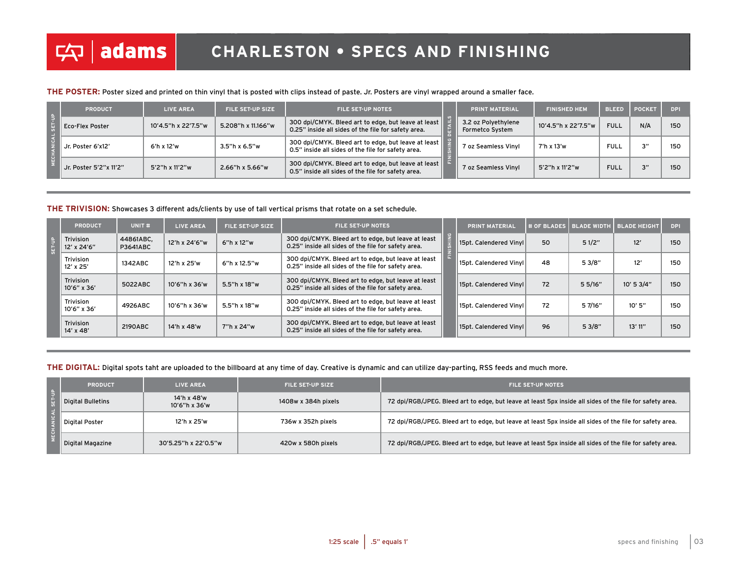# adams

# CHARLESTON • SPECS AND FINISHING

**THE POSTER:** Poster sized and printed on thin vinyl that is posted with clips instead of paste. Jr. Posters are vinyl wrapped around a smaller face.

| MECHANICAL SET-UP | | | | FINISHING DETAILS | | | | |
|---|---|---|---|---|---|---|---|---|
| PRODUCT | LIVE AREA | FILE SET-UP SIZE | FILE SET-UP NOTES | PRINT MATERIAL | FINISHED HEM | BLEED | POCKET | DPI |
| Eco-Flex Poster | 10'4.5"h x 22'7.5"w | 5.208"h x 11.166"w | 300 dpi/CMYK. Bleed art to edge, but leave at least 0.25" inside all sides of the file for safety area. | 3.2 oz Polyethylene Formetco System | 10'4.5"h x 22'7.5"w | FULL | N/A | 150 |
| Jr. Poster 6'x12' | 6'h x 12'w | 3.5"h x 6.5"w | 300 dpi/CMYK. Bleed art to edge, but leave at least 0.5" inside all sides of the file for safety area. | 7 oz Seamless Vinyl | 7'h x 13'w | FULL | 3" | 150 |
| Jr. Poster 5'2"x 11'2" | 5'2"h x 11'2"w | 2.66"h x 5.66"w | 300 dpi/CMYK. Bleed art to edge, but leave at least 0.5" inside all sides of the file for safety area. | 7 oz Seamless Vinyl | 5'2"h x 11'2"w | FULL | 3" | 150 |

**THE TRIVISION:** Showcases 3 different ads/clients by use of tall vertical prisms that rotate on a set schedule.

| SET-UP | | | | | FINISHING | | | | |
|---|---|---|---|---|---|---|---|---|---|
| PRODUCT | UNIT # | LIVE AREA | FILE SET-UP SIZE | FILE SET-UP NOTES | PRINT MATERIAL | # OF BLADES | BLADE WIDTH | BLADE HEIGHT | DPI |
| Trivision 12' x 24'6" | 44861ABC, P3641ABC | 12'h x 24'6"w | 6"h x 12"w | 300 dpi/CMYK. Bleed art to edge, but leave at least 0.25" inside all sides of the file for safety area. | 15pt. Calendered Vinyl | 50 | 5 1/2" | 12' | 150 |
| Trivision 12' x 25' | 1342ABC | 12'h x 25'w | 6"h x 12.5"w | 300 dpi/CMYK. Bleed art to edge, but leave at least 0.25" inside all sides of the file for safety area. | 15pt. Calendered Vinyl | 48 | 5 3/8" | 12' | 150 |
| Trivision 10'6" x 36' | 5022ABC | 10'6"h x 36'w | 5.5"h x 18"w | 300 dpi/CMYK. Bleed art to edge, but leave at least 0.25" inside all sides of the file for safety area. | 15pt. Calendered Vinyl | 72 | 5 5/16" | 10' 5 3/4" | 150 |
| Trivision 10'6" x 36' | 4926ABC | 10'6"h x 36'w | 5.5"h x 18"w | 300 dpi/CMYK. Bleed art to edge, but leave at least 0.25" inside all sides of the file for safety area. | 15pt. Calendered Vinyl | 72 | 5 7/16" | 10' 5" | 150 |
| Trivision 14' x 48' | 2190ABC | 14'h x 48'w | 7"h x 24"w | 300 dpi/CMYK. Bleed art to edge, but leave at least 0.25" inside all sides of the file for safety area. | 15pt. Calendered Vinyl | 96 | 5 3/8" | 13' 11" | 150 |

**THE DIGITAL:** Digital spots taht are uploaded to the billboard at any time of day. Creative is dynamic and can utilize day-parting, RSS feeds and much more.

| MECHANICAL SET-UP | | | |
|---|---|---|---|
| PRODUCT | LIVE AREA | FILE SET-UP SIZE | FILE SET-UP NOTES |
| Digital Bulletins | 14'h x 48'w<br>10'6"h x 36'w | 1408w x 384h pixels | 72 dpi/RGB/JPEG. Bleed art to edge, but leave at least 5px inside all sides of the file for safety area. |
| Digital Poster | 12'h x 25'w | 736w x 352h pixels | 72 dpi/RGB/JPEG. Bleed art to edge, but leave at least 5px inside all sides of the file for safety area. |
| Digital Magazine | 30'5.25"h x 22'0.5"w | 420w x 580h pixels | 72 dpi/RGB/JPEG. Bleed art to edge, but leave at least 5px inside all sides of the file for safety area. |

1:25 scale | .5" equals 1'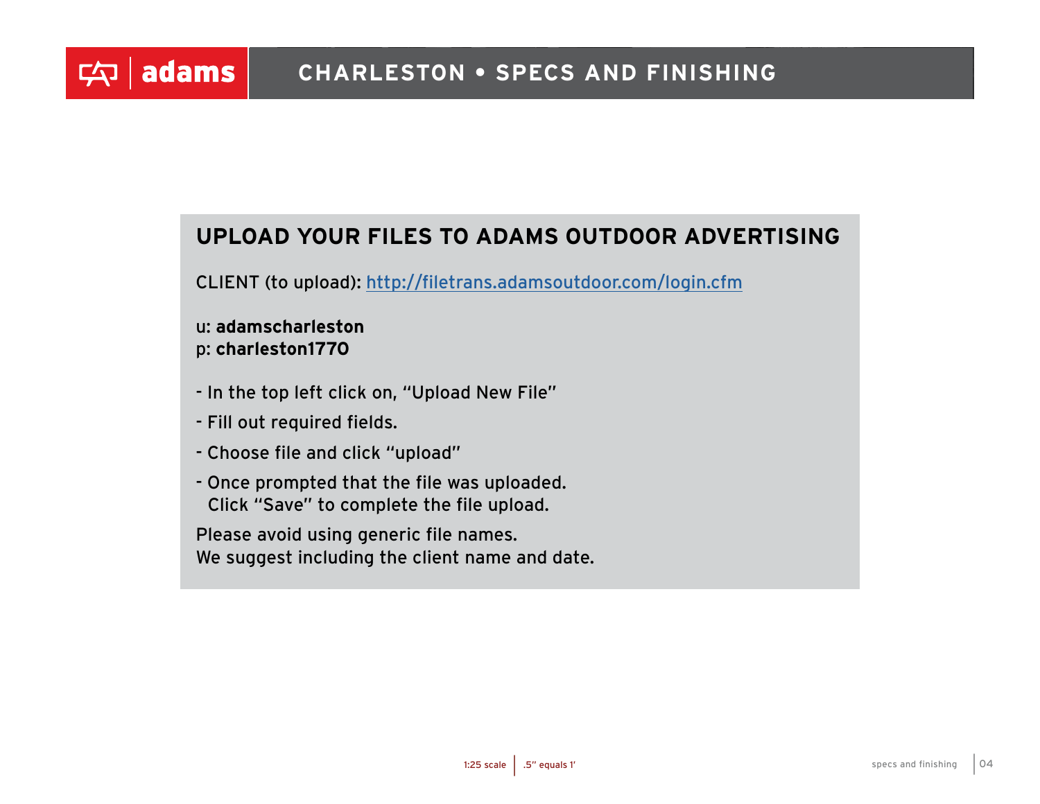# UPLOAD YOUR FILES TO ADAMS OUTDOOR ADVERTISING

CLIENT (to upload): http://filetrans.adamsoutdoor.com/login.cfm

u: **adamscharleston**
p: **charleston1770**

- In the top left click on, "Upload New File"
- Fill out required fields.
- Choose file and click "upload"
- Once prompted that the file was uploaded. Click "Save" to complete the file upload.

Please avoid using generic file names.
We suggest including the client name and date.

1:25 scale | .5" equals 1'